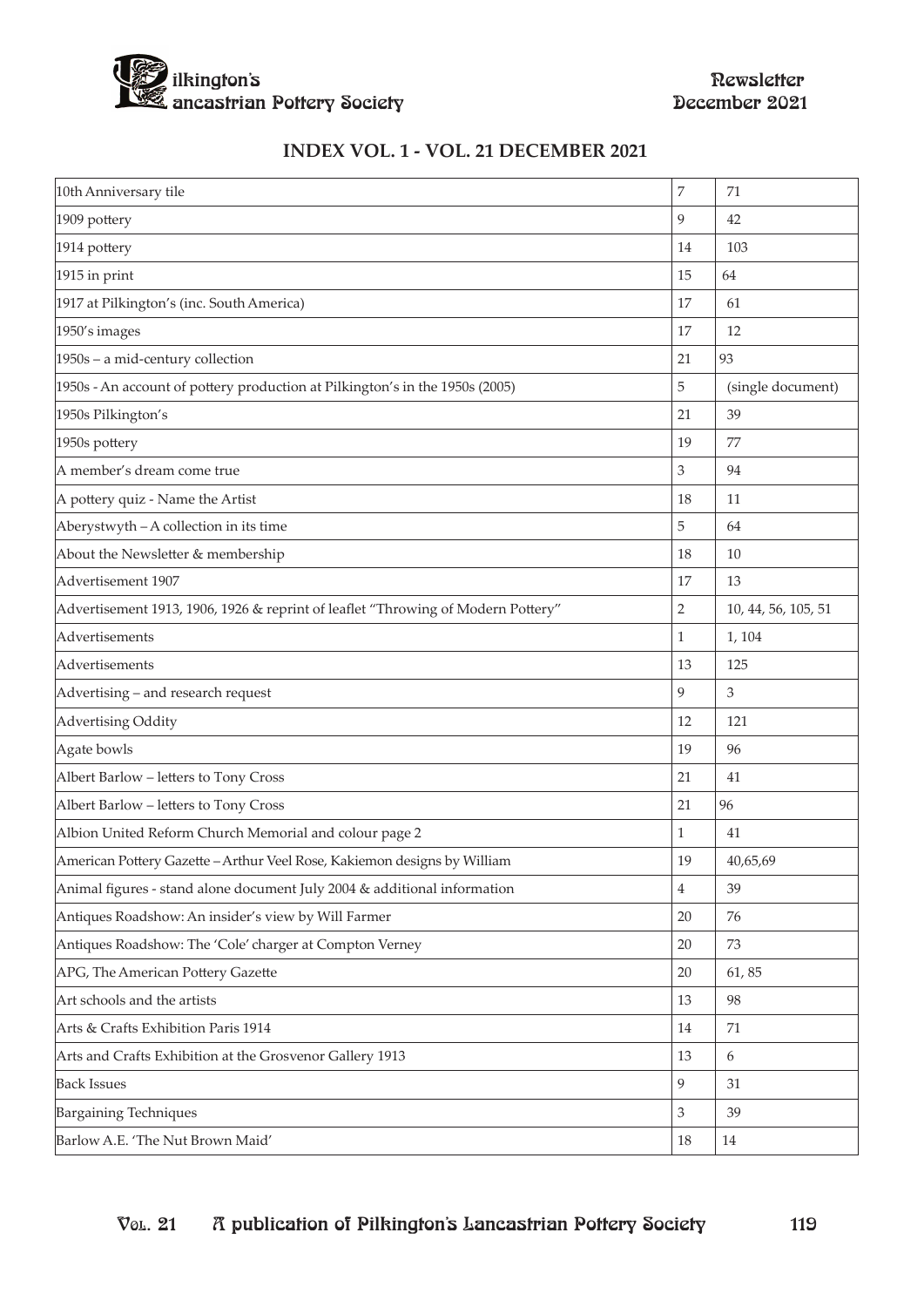## INDEX VOL. 1 - VOL. 21 DECEMBER 2021

| Title | Vol. | Page |
|---|---|---|
| 10th Anniversary tile | 7 | 71 |
| 1909 pottery | 9 | 42 |
| 1914 pottery | 14 | 103 |
| 1915 in print | 15 | 64 |
| 1917 at Pilkington's (inc. South America) | 17 | 61 |
| 1950's images | 17 | 12 |
| 1950s – a mid-century collection | 21 | 93 |
| 1950s - An account of pottery production at Pilkington's in the 1950s (2005) | 5 | (single document) |
| 1950s Pilkington's | 21 | 39 |
| 1950s pottery | 19 | 77 |
| A member's dream come true | 3 | 94 |
| A pottery quiz - Name the Artist | 18 | 11 |
| Aberystwyth – A collection in its time | 5 | 64 |
| About the Newsletter & membership | 18 | 10 |
| Advertisement 1907 | 17 | 13 |
| Advertisement 1913, 1906, 1926 & reprint of leaflet "Throwing of Modern Pottery" | 2 | 10, 44, 56, 105, 51 |
| Advertisements | 1 | 1, 104 |
| Advertisements | 13 | 125 |
| Advertising – and research request | 9 | 3 |
| Advertising Oddity | 12 | 121 |
| Agate bowls | 19 | 96 |
| Albert Barlow – letters to Tony Cross | 21 | 41 |
| Albert Barlow – letters to Tony Cross | 21 | 96 |
| Albion United Reform Church Memorial and colour page 2 | 1 | 41 |
| American Pottery Gazette – Arthur Veel Rose, Kakiemon designs by William | 19 | 40,65,69 |
| Animal figures - stand alone document July 2004 & additional information | 4 | 39 |
| Antiques Roadshow: An insider's view by Will Farmer | 20 | 76 |
| Antiques Roadshow: The 'Cole' charger at Compton Verney | 20 | 73 |
| APG, The American Pottery Gazette | 20 | 61, 85 |
| Art schools and the artists | 13 | 98 |
| Arts & Crafts Exhibition Paris 1914 | 14 | 71 |
| Arts and Crafts Exhibition at the Grosvenor Gallery 1913 | 13 | 6 |
| Back Issues | 9 | 31 |
| Bargaining Techniques | 3 | 39 |
| Barlow A.E. 'The Nut Brown Maid' | 18 | 14 |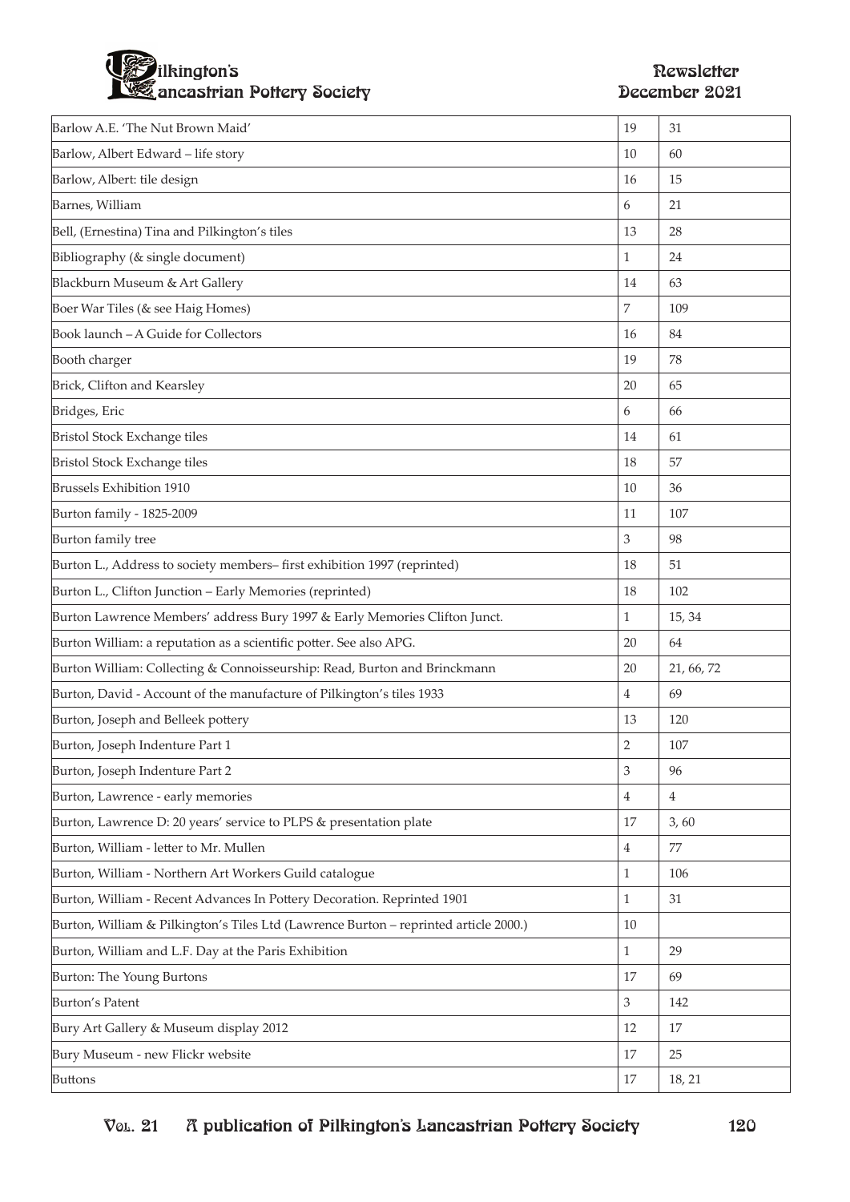| | | |
|---|---|---|
| Barlow A.E. 'The Nut Brown Maid' | 19 | 31 |
| Barlow, Albert Edward – life story | 10 | 60 |
| Barlow, Albert: tile design | 16 | 15 |
| Barnes, William | 6 | 21 |
| Bell, (Ernestina) Tina and Pilkington's tiles | 13 | 28 |
| Bibliography (& single document) | 1 | 24 |
| Blackburn Museum & Art Gallery | 14 | 63 |
| Boer War Tiles (& see Haig Homes) | 7 | 109 |
| Book launch – A Guide for Collectors | 16 | 84 |
| Booth charger | 19 | 78 |
| Brick, Clifton and Kearsley | 20 | 65 |
| Bridges, Eric | 6 | 66 |
| Bristol Stock Exchange tiles | 14 | 61 |
| Bristol Stock Exchange tiles | 18 | 57 |
| Brussels Exhibition 1910 | 10 | 36 |
| Burton family - 1825-2009 | 11 | 107 |
| Burton family tree | 3 | 98 |
| Burton L., Address to society members– first exhibition 1997 (reprinted) | 18 | 51 |
| Burton L., Clifton Junction – Early Memories (reprinted) | 18 | 102 |
| Burton Lawrence Members' address Bury 1997 & Early Memories Clifton Junct. | 1 | 15, 34 |
| Burton William: a reputation as a scientific potter. See also APG. | 20 | 64 |
| Burton William: Collecting & Connoisseurship: Read, Burton and Brinckmann | 20 | 21, 66, 72 |
| Burton, David - Account of the manufacture of Pilkington's tiles 1933 | 4 | 69 |
| Burton, Joseph and Belleek pottery | 13 | 120 |
| Burton, Joseph Indenture Part 1 | 2 | 107 |
| Burton, Joseph Indenture Part 2 | 3 | 96 |
| Burton, Lawrence - early memories | 4 | 4 |
| Burton, Lawrence D: 20 years' service to PLPS & presentation plate | 17 | 3, 60 |
| Burton, William - letter to Mr. Mullen | 4 | 77 |
| Burton, William - Northern Art Workers Guild catalogue | 1 | 106 |
| Burton, William - Recent Advances In Pottery Decoration. Reprinted 1901 | 1 | 31 |
| Burton, William & Pilkington's Tiles Ltd (Lawrence Burton – reprinted article 2000.) | 10 | |
| Burton, William and L.F. Day at the Paris Exhibition | 1 | 29 |
| Burton: The Young Burtons | 17 | 69 |
| Burton's Patent | 3 | 142 |
| Bury Art Gallery & Museum display 2012 | 12 | 17 |
| Bury Museum - new Flickr website | 17 | 25 |
| Buttons | 17 | 18, 21 |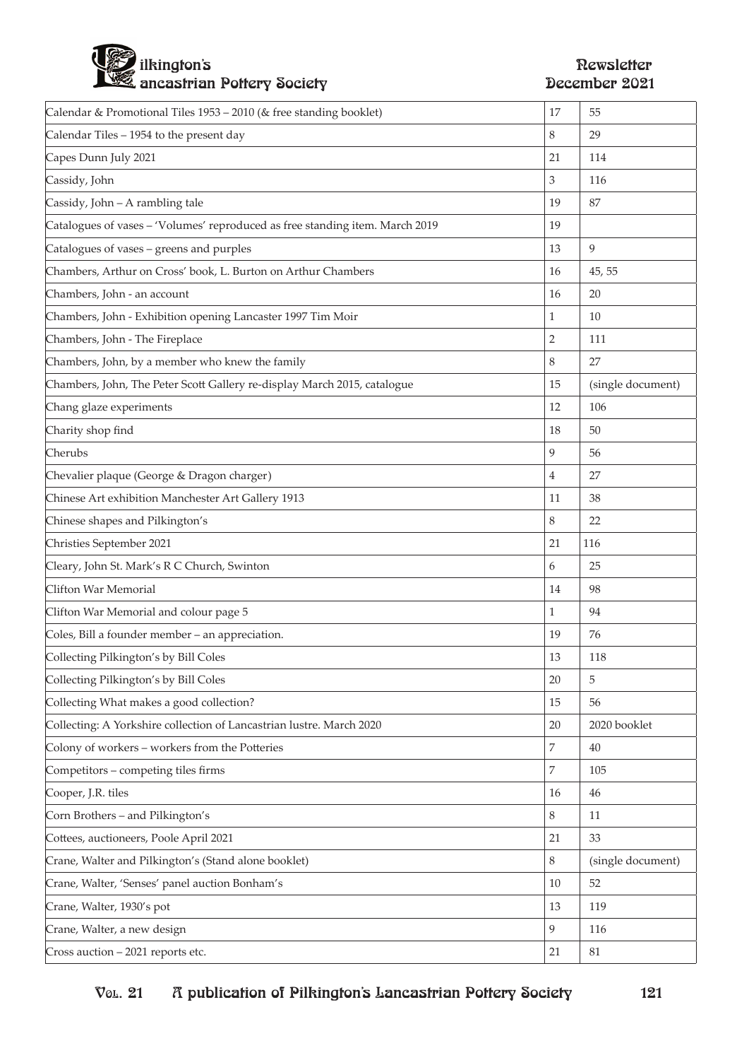| | | |
|---|---|---|
| Calendar & Promotional Tiles 1953 – 2010 (& free standing booklet) | 17 | 55 |
| Calendar Tiles – 1954 to the present day | 8 | 29 |
| Capes Dunn July 2021 | 21 | 114 |
| Cassidy, John | 3 | 116 |
| Cassidy, John – A rambling tale | 19 | 87 |
| Catalogues of vases – 'Volumes' reproduced as free standing item. March 2019 | 19 | |
| Catalogues of vases – greens and purples | 13 | 9 |
| Chambers, Arthur on Cross' book, L. Burton on Arthur Chambers | 16 | 45, 55 |
| Chambers, John - an account | 16 | 20 |
| Chambers, John - Exhibition opening Lancaster 1997 Tim Moir | 1 | 10 |
| Chambers, John - The Fireplace | 2 | 111 |
| Chambers, John, by a member who knew the family | 8 | 27 |
| Chambers, John, The Peter Scott Gallery re-display March 2015, catalogue | 15 | (single document) |
| Chang glaze experiments | 12 | 106 |
| Charity shop find | 18 | 50 |
| Cherubs | 9 | 56 |
| Chevalier plaque (George & Dragon charger) | 4 | 27 |
| Chinese Art exhibition Manchester Art Gallery 1913 | 11 | 38 |
| Chinese shapes and Pilkington's | 8 | 22 |
| Christies September 2021 | 21 | 116 |
| Cleary, John St. Mark's R C Church, Swinton | 6 | 25 |
| Clifton War Memorial | 14 | 98 |
| Clifton War Memorial and colour page 5 | 1 | 94 |
| Coles, Bill a founder member – an appreciation. | 19 | 76 |
| Collecting Pilkington's by Bill Coles | 13 | 118 |
| Collecting Pilkington's by Bill Coles | 20 | 5 |
| Collecting What makes a good collection? | 15 | 56 |
| Collecting: A Yorkshire collection of Lancastrian lustre. March 2020 | 20 | 2020 booklet |
| Colony of workers – workers from the Potteries | 7 | 40 |
| Competitors – competing tiles firms | 7 | 105 |
| Cooper, J.R. tiles | 16 | 46 |
| Corn Brothers – and Pilkington's | 8 | 11 |
| Cottees, auctioneers, Poole April 2021 | 21 | 33 |
| Crane, Walter and Pilkington's (Stand alone booklet) | 8 | (single document) |
| Crane, Walter, 'Senses' panel auction Bonham's | 10 | 52 |
| Crane, Walter, 1930's pot | 13 | 119 |
| Crane, Walter, a new design | 9 | 116 |
| Cross auction – 2021 reports etc. | 21 | 81 |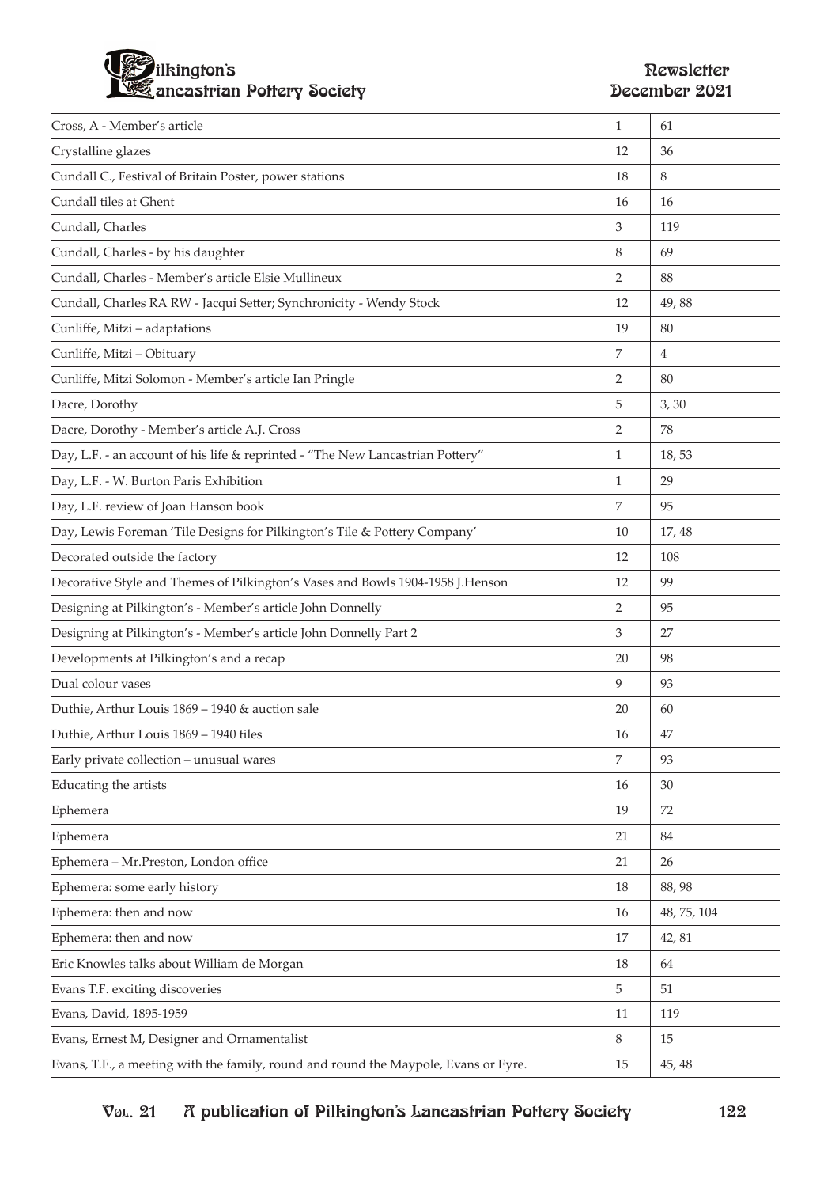| | | |
|---|---|---|
| Cross, A - Member's article | 1 | 61 |
| Crystalline glazes | 12 | 36 |
| Cundall C., Festival of Britain Poster, power stations | 18 | 8 |
| Cundall tiles at Ghent | 16 | 16 |
| Cundall, Charles | 3 | 119 |
| Cundall, Charles - by his daughter | 8 | 69 |
| Cundall, Charles - Member's article Elsie Mullineux | 2 | 88 |
| Cundall, Charles RA RW - Jacqui Setter; Synchronicity - Wendy Stock | 12 | 49, 88 |
| Cunliffe, Mitzi – adaptations | 19 | 80 |
| Cunliffe, Mitzi – Obituary | 7 | 4 |
| Cunliffe, Mitzi Solomon - Member's article Ian Pringle | 2 | 80 |
| Dacre, Dorothy | 5 | 3, 30 |
| Dacre, Dorothy - Member's article A.J. Cross | 2 | 78 |
| Day, L.F. - an account of his life & reprinted - "The New Lancastrian Pottery" | 1 | 18, 53 |
| Day, L.F. - W. Burton Paris Exhibition | 1 | 29 |
| Day, L.F. review of Joan Hanson book | 7 | 95 |
| Day, Lewis Foreman 'Tile Designs for Pilkington's Tile & Pottery Company' | 10 | 17, 48 |
| Decorated outside the factory | 12 | 108 |
| Decorative Style and Themes of Pilkington's Vases and Bowls 1904-1958 J.Henson | 12 | 99 |
| Designing at Pilkington's - Member's article John Donnelly | 2 | 95 |
| Designing at Pilkington's - Member's article John Donnelly Part 2 | 3 | 27 |
| Developments at Pilkington's and a recap | 20 | 98 |
| Dual colour vases | 9 | 93 |
| Duthie, Arthur Louis 1869 – 1940 & auction sale | 20 | 60 |
| Duthie, Arthur Louis 1869 – 1940 tiles | 16 | 47 |
| Early private collection – unusual wares | 7 | 93 |
| Educating the artists | 16 | 30 |
| Ephemera | 19 | 72 |
| Ephemera | 21 | 84 |
| Ephemera – Mr.Preston, London office | 21 | 26 |
| Ephemera: some early history | 18 | 88, 98 |
| Ephemera: then and now | 16 | 48, 75, 104 |
| Ephemera: then and now | 17 | 42, 81 |
| Eric Knowles talks about William de Morgan | 18 | 64 |
| Evans T.F. exciting discoveries | 5 | 51 |
| Evans, David, 1895-1959 | 11 | 119 |
| Evans, Ernest M, Designer and Ornamentalist | 8 | 15 |
| Evans, T.F., a meeting with the family, round and round the Maypole, Evans or Eyre. | 15 | 45, 48 |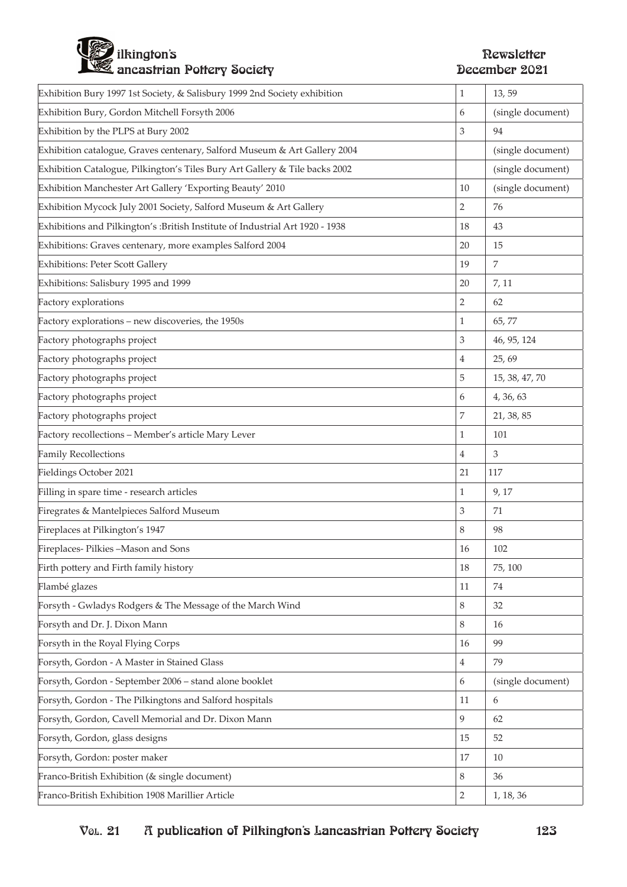| | | |
|---|---|---|
| Exhibition Bury 1997 1st Society, & Salisbury 1999 2nd Society exhibition | 1 | 13, 59 |
| Exhibition Bury, Gordon Mitchell Forsyth 2006 | 6 | (single document) |
| Exhibition by the PLPS at Bury 2002 | 3 | 94 |
| Exhibition catalogue, Graves centenary, Salford Museum & Art Gallery 2004 | | (single document) |
| Exhibition Catalogue, Pilkington's Tiles Bury Art Gallery & Tile backs 2002 | | (single document) |
| Exhibition Manchester Art Gallery 'Exporting Beauty' 2010 | 10 | (single document) |
| Exhibition Mycock July 2001 Society, Salford Museum & Art Gallery | 2 | 76 |
| Exhibitions and Pilkington's :British Institute of Industrial Art 1920 - 1938 | 18 | 43 |
| Exhibitions: Graves centenary, more examples Salford 2004 | 20 | 15 |
| Exhibitions: Peter Scott Gallery | 19 | 7 |
| Exhibitions: Salisbury 1995 and 1999 | 20 | 7, 11 |
| Factory explorations | 2 | 62 |
| Factory explorations – new discoveries, the 1950s | 1 | 65, 77 |
| Factory photographs project | 3 | 46, 95, 124 |
| Factory photographs project | 4 | 25, 69 |
| Factory photographs project | 5 | 15, 38, 47, 70 |
| Factory photographs project | 6 | 4, 36, 63 |
| Factory photographs project | 7 | 21, 38, 85 |
| Factory recollections – Member's article Mary Lever | 1 | 101 |
| Family Recollections | 4 | 3 |
| Fieldings October 2021 | 21 | 117 |
| Filling in spare time - research articles | 1 | 9, 17 |
| Firegrates & Mantelpieces Salford Museum | 3 | 71 |
| Fireplaces at Pilkington's 1947 | 8 | 98 |
| Fireplaces- Pilkies –Mason and Sons | 16 | 102 |
| Firth pottery and Firth family history | 18 | 75, 100 |
| Flambé glazes | 11 | 74 |
| Forsyth - Gwladys Rodgers & The Message of the March Wind | 8 | 32 |
| Forsyth and Dr. J. Dixon Mann | 8 | 16 |
| Forsyth in the Royal Flying Corps | 16 | 99 |
| Forsyth, Gordon - A Master in Stained Glass | 4 | 79 |
| Forsyth, Gordon - September 2006 – stand alone booklet | 6 | (single document) |
| Forsyth, Gordon - The Pilkingtons and Salford hospitals | 11 | 6 |
| Forsyth, Gordon, Cavell Memorial and Dr. Dixon Mann | 9 | 62 |
| Forsyth, Gordon, glass designs | 15 | 52 |
| Forsyth, Gordon: poster maker | 17 | 10 |
| Franco-British Exhibition (& single document) | 8 | 36 |
| Franco-British Exhibition 1908 Marillier Article | 2 | 1, 18, 36 |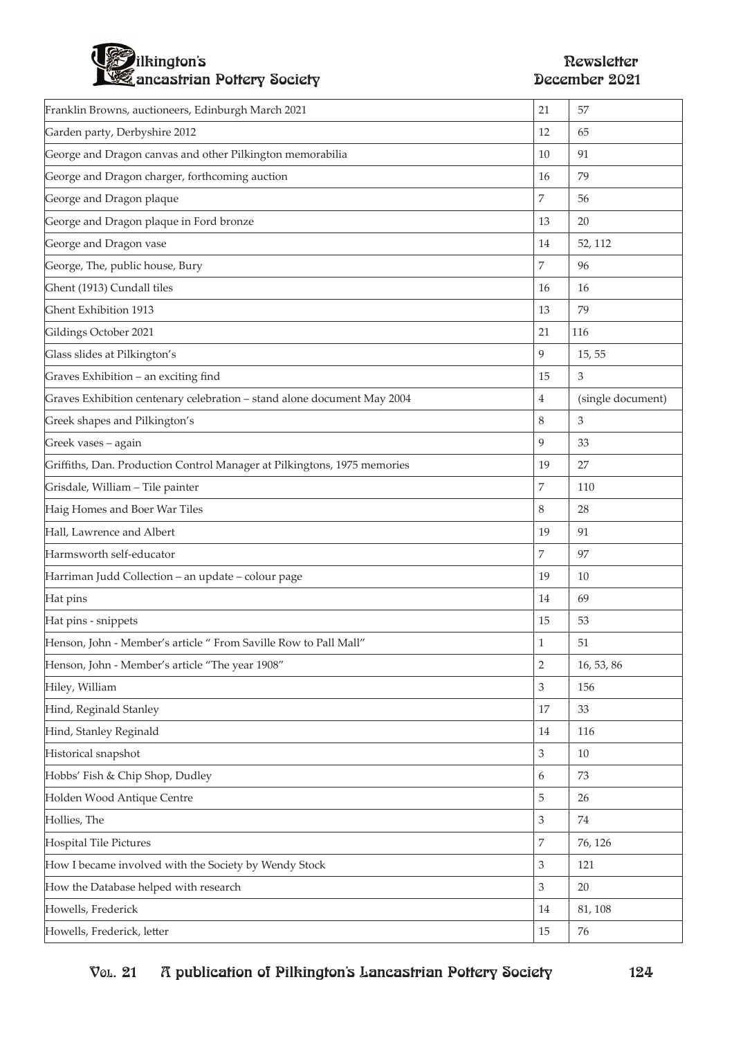| | | |
|---|---|---|
| Franklin Browns, auctioneers, Edinburgh March 2021 | 21 | 57 |
| Garden party, Derbyshire 2012 | 12 | 65 |
| George and Dragon canvas and other Pilkington memorabilia | 10 | 91 |
| George and Dragon charger, forthcoming auction | 16 | 79 |
| George and Dragon plaque | 7 | 56 |
| George and Dragon plaque in Ford bronze | 13 | 20 |
| George and Dragon vase | 14 | 52, 112 |
| George, The, public house, Bury | 7 | 96 |
| Ghent (1913) Cundall tiles | 16 | 16 |
| Ghent Exhibition 1913 | 13 | 79 |
| Gildings October 2021 | 21 | 116 |
| Glass slides at Pilkington's | 9 | 15, 55 |
| Graves Exhibition – an exciting find | 15 | 3 |
| Graves Exhibition centenary celebration – stand alone document May 2004 | 4 | (single document) |
| Greek shapes and Pilkington's | 8 | 3 |
| Greek vases – again | 9 | 33 |
| Griffiths, Dan. Production Control Manager at Pilkingtons, 1975 memories | 19 | 27 |
| Grisdale, William – Tile painter | 7 | 110 |
| Haig Homes and Boer War Tiles | 8 | 28 |
| Hall, Lawrence and Albert | 19 | 91 |
| Harmsworth self-educator | 7 | 97 |
| Harriman Judd Collection – an update – colour page | 19 | 10 |
| Hat pins | 14 | 69 |
| Hat pins - snippets | 15 | 53 |
| Henson, John - Member's article " From Saville Row to Pall Mall" | 1 | 51 |
| Henson, John - Member's article "The year 1908" | 2 | 16, 53, 86 |
| Hiley, William | 3 | 156 |
| Hind, Reginald Stanley | 17 | 33 |
| Hind, Stanley Reginald | 14 | 116 |
| Historical snapshot | 3 | 10 |
| Hobbs' Fish & Chip Shop, Dudley | 6 | 73 |
| Holden Wood Antique Centre | 5 | 26 |
| Hollies, The | 3 | 74 |
| Hospital Tile Pictures | 7 | 76, 126 |
| How I became involved with the Society by Wendy Stock | 3 | 121 |
| How the Database helped with research | 3 | 20 |
| Howells, Frederick | 14 | 81, 108 |
| Howells, Frederick, letter | 15 | 76 |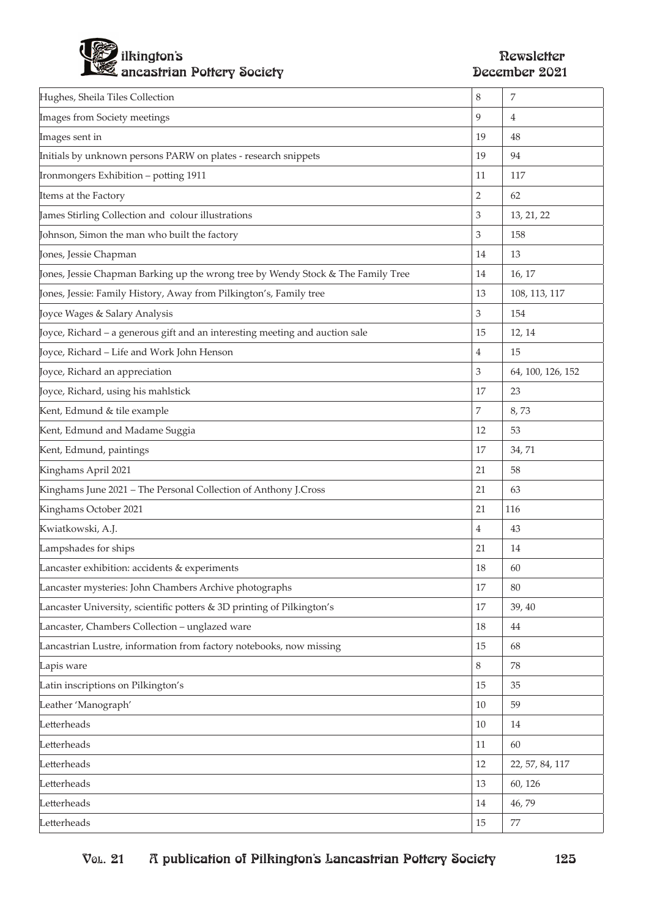| | | |
|---|---|---|
| Hughes, Sheila Tiles Collection | 8 | 7 |
| Images from Society meetings | 9 | 4 |
| Images sent in | 19 | 48 |
| Initials by unknown persons PARW on plates - research snippets | 19 | 94 |
| Ironmongers Exhibition – potting 1911 | 11 | 117 |
| Items at the Factory | 2 | 62 |
| James Stirling Collection and colour illustrations | 3 | 13, 21, 22 |
| Johnson, Simon the man who built the factory | 3 | 158 |
| Jones, Jessie Chapman | 14 | 13 |
| Jones, Jessie Chapman Barking up the wrong tree by Wendy Stock & The Family Tree | 14 | 16, 17 |
| Jones, Jessie: Family History, Away from Pilkington's, Family tree | 13 | 108, 113, 117 |
| Joyce Wages & Salary Analysis | 3 | 154 |
| Joyce, Richard – a generous gift and an interesting meeting and auction sale | 15 | 12, 14 |
| Joyce, Richard – Life and Work John Henson | 4 | 15 |
| Joyce, Richard an appreciation | 3 | 64, 100, 126, 152 |
| Joyce, Richard, using his mahlstick | 17 | 23 |
| Kent, Edmund & tile example | 7 | 8, 73 |
| Kent, Edmund and Madame Suggia | 12 | 53 |
| Kent, Edmund, paintings | 17 | 34, 71 |
| Kinghams April 2021 | 21 | 58 |
| Kinghams June 2021 – The Personal Collection of Anthony J.Cross | 21 | 63 |
| Kinghams October 2021 | 21 | 116 |
| Kwiatkowski, A.J. | 4 | 43 |
| Lampshades for ships | 21 | 14 |
| Lancaster exhibition: accidents & experiments | 18 | 60 |
| Lancaster mysteries: John Chambers Archive photographs | 17 | 80 |
| Lancaster University, scientific potters & 3D printing of Pilkington's | 17 | 39, 40 |
| Lancaster, Chambers Collection – unglazed ware | 18 | 44 |
| Lancastrian Lustre, information from factory notebooks, now missing | 15 | 68 |
| Lapis ware | 8 | 78 |
| Latin inscriptions on Pilkington's | 15 | 35 |
| Leather 'Manograph' | 10 | 59 |
| Letterheads | 10 | 14 |
| Letterheads | 11 | 60 |
| Letterheads | 12 | 22, 57, 84, 117 |
| Letterheads | 13 | 60, 126 |
| Letterheads | 14 | 46, 79 |
| Letterheads | 15 | 77 |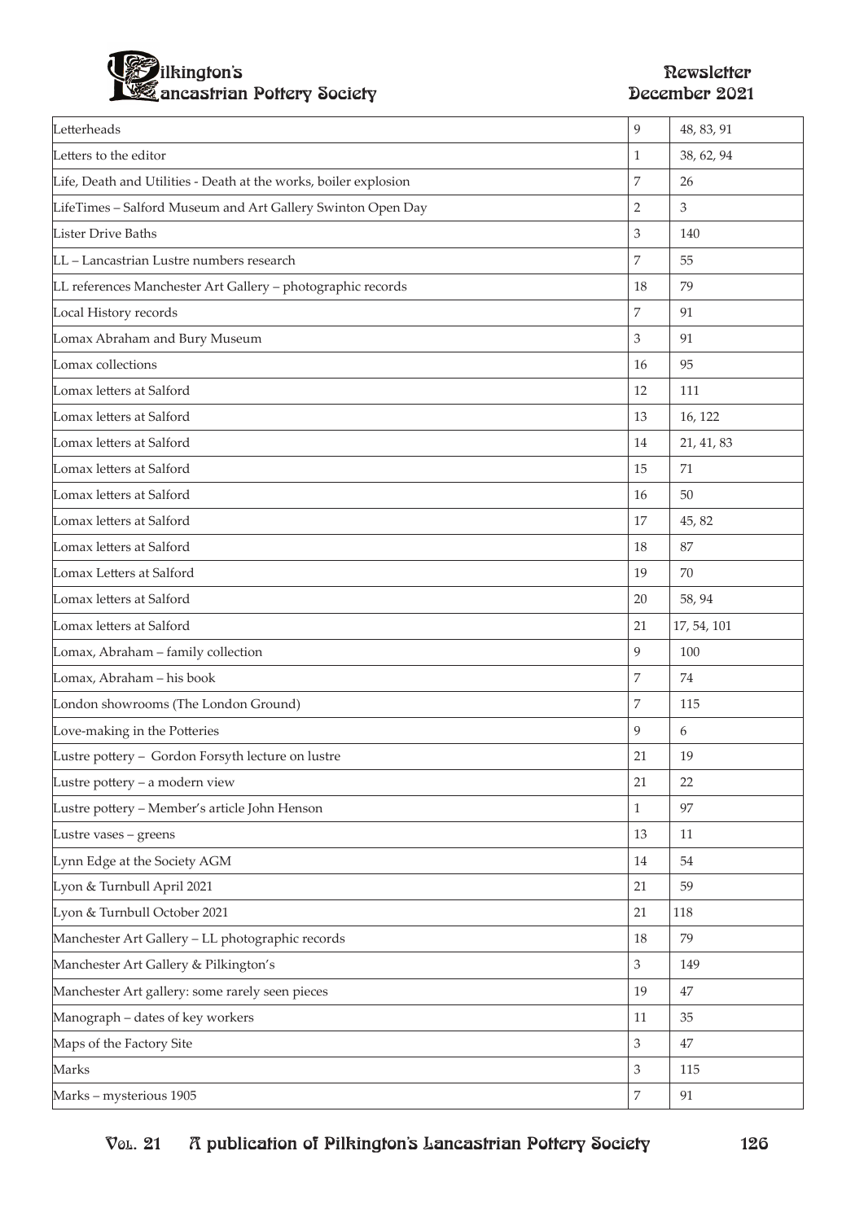| | | |
|---|---|---|
| Letterheads | 9 | 48, 83, 91 |
| Letters to the editor | 1 | 38, 62, 94 |
| Life, Death and Utilities - Death at the works, boiler explosion | 7 | 26 |
| LifeTimes – Salford Museum and Art Gallery Swinton Open Day | 2 | 3 |
| Lister Drive Baths | 3 | 140 |
| LL – Lancastrian Lustre numbers research | 7 | 55 |
| LL references Manchester Art Gallery – photographic records | 18 | 79 |
| Local History records | 7 | 91 |
| Lomax Abraham and Bury Museum | 3 | 91 |
| Lomax collections | 16 | 95 |
| Lomax letters at Salford | 12 | 111 |
| Lomax letters at Salford | 13 | 16, 122 |
| Lomax letters at Salford | 14 | 21, 41, 83 |
| Lomax letters at Salford | 15 | 71 |
| Lomax letters at Salford | 16 | 50 |
| Lomax letters at Salford | 17 | 45, 82 |
| Lomax letters at Salford | 18 | 87 |
| Lomax Letters at Salford | 19 | 70 |
| Lomax letters at Salford | 20 | 58, 94 |
| Lomax letters at Salford | 21 | 17, 54, 101 |
| Lomax, Abraham – family collection | 9 | 100 |
| Lomax, Abraham – his book | 7 | 74 |
| London showrooms (The London Ground) | 7 | 115 |
| Love-making in the Potteries | 9 | 6 |
| Lustre pottery – Gordon Forsyth lecture on lustre | 21 | 19 |
| Lustre pottery – a modern view | 21 | 22 |
| Lustre pottery – Member's article John Henson | 1 | 97 |
| Lustre vases – greens | 13 | 11 |
| Lynn Edge at the Society AGM | 14 | 54 |
| Lyon & Turnbull April 2021 | 21 | 59 |
| Lyon & Turnbull October 2021 | 21 | 118 |
| Manchester Art Gallery – LL photographic records | 18 | 79 |
| Manchester Art Gallery & Pilkington's | 3 | 149 |
| Manchester Art gallery: some rarely seen pieces | 19 | 47 |
| Manograph – dates of key workers | 11 | 35 |
| Maps of the Factory Site | 3 | 47 |
| Marks | 3 | 115 |
| Marks – mysterious 1905 | 7 | 91 |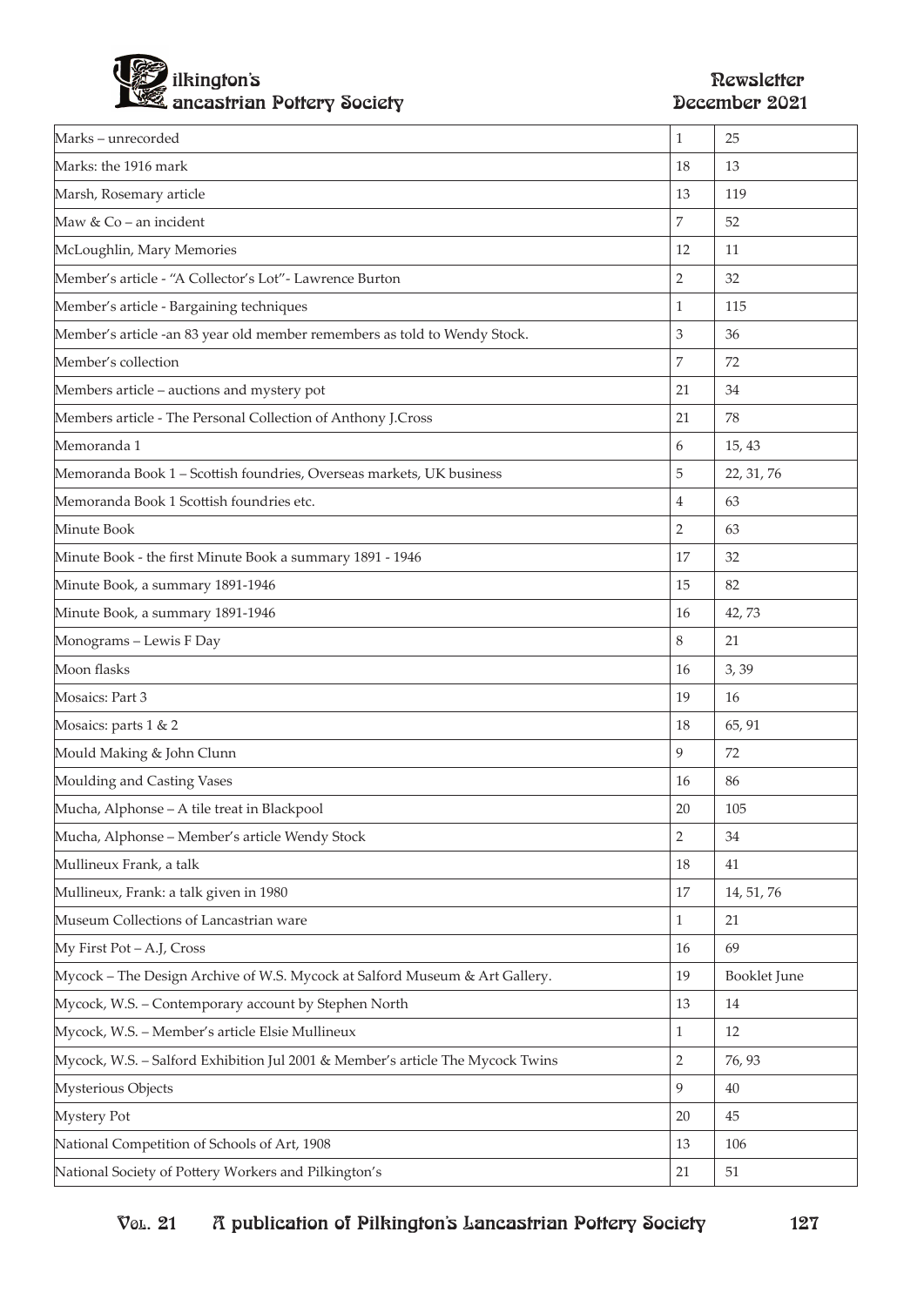| | | |
|---|---|---|
| Marks – unrecorded | 1 | 25 |
| Marks: the 1916 mark | 18 | 13 |
| Marsh, Rosemary article | 13 | 119 |
| Maw & Co – an incident | 7 | 52 |
| McLoughlin, Mary Memories | 12 | 11 |
| Member's article - "A Collector's Lot"- Lawrence Burton | 2 | 32 |
| Member's article - Bargaining techniques | 1 | 115 |
| Member's article -an 83 year old member remembers as told to Wendy Stock. | 3 | 36 |
| Member's collection | 7 | 72 |
| Members article – auctions and mystery pot | 21 | 34 |
| Members article - The Personal Collection of Anthony J.Cross | 21 | 78 |
| Memoranda 1 | 6 | 15, 43 |
| Memoranda Book 1 – Scottish foundries, Overseas markets, UK business | 5 | 22, 31, 76 |
| Memoranda Book 1 Scottish foundries etc. | 4 | 63 |
| Minute Book | 2 | 63 |
| Minute Book - the first Minute Book a summary 1891 - 1946 | 17 | 32 |
| Minute Book, a summary 1891-1946 | 15 | 82 |
| Minute Book, a summary 1891-1946 | 16 | 42, 73 |
| Monograms – Lewis F Day | 8 | 21 |
| Moon flasks | 16 | 3, 39 |
| Mosaics: Part 3 | 19 | 16 |
| Mosaics: parts 1 & 2 | 18 | 65, 91 |
| Mould Making & John Clunn | 9 | 72 |
| Moulding and Casting Vases | 16 | 86 |
| Mucha, Alphonse – A tile treat in Blackpool | 20 | 105 |
| Mucha, Alphonse – Member's article Wendy Stock | 2 | 34 |
| Mullineux Frank, a talk | 18 | 41 |
| Mullineux, Frank: a talk given in 1980 | 17 | 14, 51, 76 |
| Museum Collections of Lancastrian ware | 1 | 21 |
| My First Pot – A.J, Cross | 16 | 69 |
| Mycock – The Design Archive of W.S. Mycock at Salford Museum & Art Gallery. | 19 | Booklet June |
| Mycock, W.S. – Contemporary account by Stephen North | 13 | 14 |
| Mycock, W.S. – Member's article Elsie Mullineux | 1 | 12 |
| Mycock, W.S. – Salford Exhibition Jul 2001 & Member's article The Mycock Twins | 2 | 76, 93 |
| Mysterious Objects | 9 | 40 |
| Mystery Pot | 20 | 45 |
| National Competition of Schools of Art, 1908 | 13 | 106 |
| National Society of Pottery Workers and Pilkington's | 21 | 51 |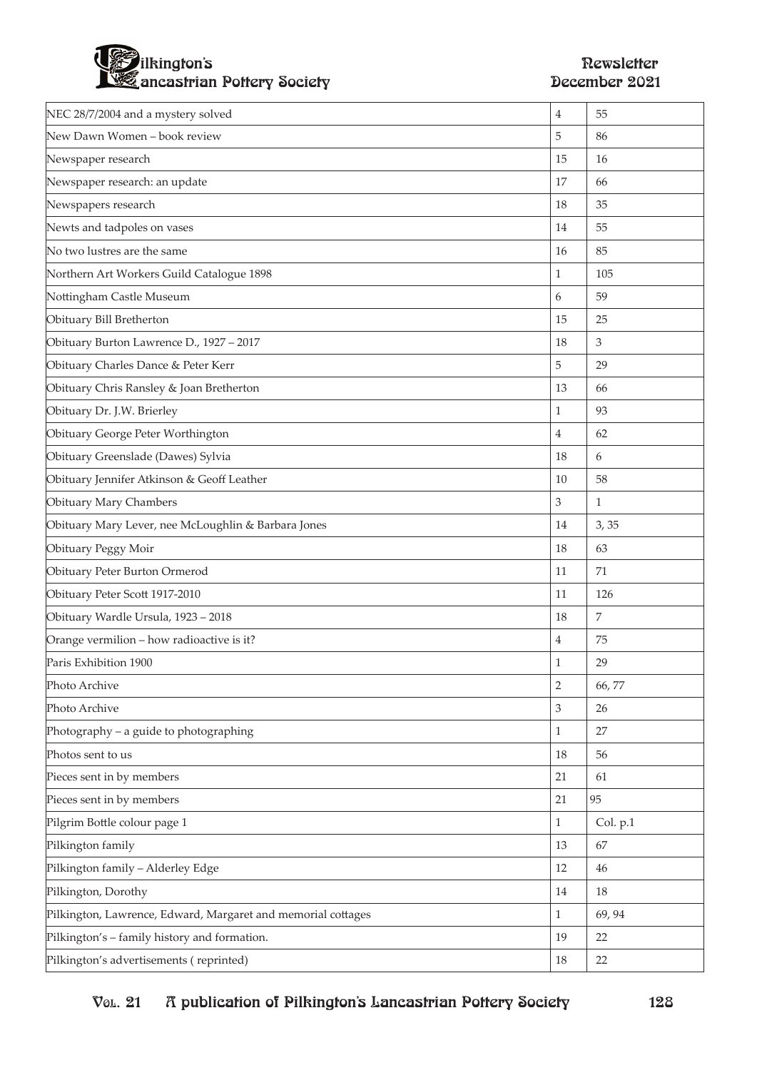| | | |
|---|---|---|
| NEC 28/7/2004 and a mystery solved | 4 | 55 |
| New Dawn Women – book review | 5 | 86 |
| Newspaper research | 15 | 16 |
| Newspaper research: an update | 17 | 66 |
| Newspapers research | 18 | 35 |
| Newts and tadpoles on vases | 14 | 55 |
| No two lustres are the same | 16 | 85 |
| Northern Art Workers Guild Catalogue 1898 | 1 | 105 |
| Nottingham Castle Museum | 6 | 59 |
| Obituary Bill Bretherton | 15 | 25 |
| Obituary Burton Lawrence D., 1927 – 2017 | 18 | 3 |
| Obituary Charles Dance & Peter Kerr | 5 | 29 |
| Obituary Chris Ransley & Joan Bretherton | 13 | 66 |
| Obituary Dr. J.W. Brierley | 1 | 93 |
| Obituary George Peter Worthington | 4 | 62 |
| Obituary Greenslade (Dawes) Sylvia | 18 | 6 |
| Obituary Jennifer Atkinson & Geoff Leather | 10 | 58 |
| Obituary Mary Chambers | 3 | 1 |
| Obituary Mary Lever, nee McLoughlin & Barbara Jones | 14 | 3, 35 |
| Obituary Peggy Moir | 18 | 63 |
| Obituary Peter Burton Ormerod | 11 | 71 |
| Obituary Peter Scott 1917-2010 | 11 | 126 |
| Obituary Wardle Ursula, 1923 – 2018 | 18 | 7 |
| Orange vermilion – how radioactive is it? | 4 | 75 |
| Paris Exhibition 1900 | 1 | 29 |
| Photo Archive | 2 | 66, 77 |
| Photo Archive | 3 | 26 |
| Photography – a guide to photographing | 1 | 27 |
| Photos sent to us | 18 | 56 |
| Pieces sent in by members | 21 | 61 |
| Pieces sent in by members | 21 | 95 |
| Pilgrim Bottle colour page 1 | 1 | Col. p.1 |
| Pilkington family | 13 | 67 |
| Pilkington family – Alderley Edge | 12 | 46 |
| Pilkington, Dorothy | 14 | 18 |
| Pilkington, Lawrence, Edward, Margaret and memorial cottages | 1 | 69, 94 |
| Pilkington's – family history and formation. | 19 | 22 |
| Pilkington's advertisements ( reprinted) | 18 | 22 |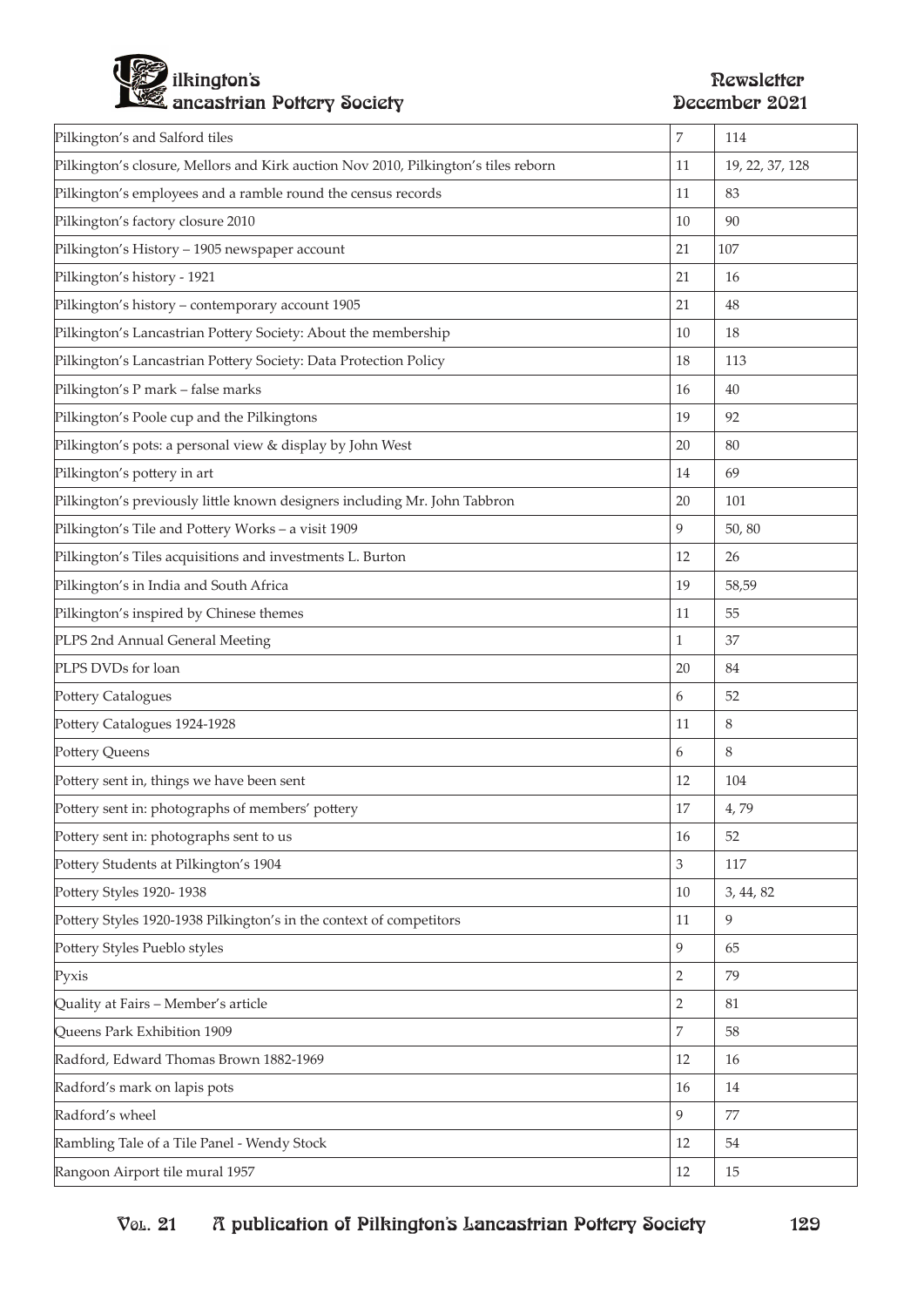| | | |
|---|---|---|
| Pilkington's and Salford tiles | 7 | 114 |
| Pilkington's closure, Mellors and Kirk auction Nov 2010, Pilkington's tiles reborn | 11 | 19, 22, 37, 128 |
| Pilkington's employees and a ramble round the census records | 11 | 83 |
| Pilkington's factory closure 2010 | 10 | 90 |
| Pilkington's History – 1905 newspaper account | 21 | 107 |
| Pilkington's history - 1921 | 21 | 16 |
| Pilkington's history – contemporary account 1905 | 21 | 48 |
| Pilkington's Lancastrian Pottery Society: About the membership | 10 | 18 |
| Pilkington's Lancastrian Pottery Society: Data Protection Policy | 18 | 113 |
| Pilkington's P mark – false marks | 16 | 40 |
| Pilkington's Poole cup and the Pilkingtons | 19 | 92 |
| Pilkington's pots: a personal view & display by John West | 20 | 80 |
| Pilkington's pottery in art | 14 | 69 |
| Pilkington's previously little known designers including Mr. John Tabbron | 20 | 101 |
| Pilkington's Tile and Pottery Works – a visit 1909 | 9 | 50, 80 |
| Pilkington's Tiles acquisitions and investments L. Burton | 12 | 26 |
| Pilkington's in India and South Africa | 19 | 58,59 |
| Pilkington's inspired by Chinese themes | 11 | 55 |
| PLPS 2nd Annual General Meeting | 1 | 37 |
| PLPS DVDs for loan | 20 | 84 |
| Pottery Catalogues | 6 | 52 |
| Pottery Catalogues 1924-1928 | 11 | 8 |
| Pottery Queens | 6 | 8 |
| Pottery sent in, things we have been sent | 12 | 104 |
| Pottery sent in: photographs of members' pottery | 17 | 4, 79 |
| Pottery sent in: photographs sent to us | 16 | 52 |
| Pottery Students at Pilkington's 1904 | 3 | 117 |
| Pottery Styles 1920- 1938 | 10 | 3, 44, 82 |
| Pottery Styles 1920-1938 Pilkington's in the context of competitors | 11 | 9 |
| Pottery Styles Pueblo styles | 9 | 65 |
| Pyxis | 2 | 79 |
| Quality at Fairs – Member's article | 2 | 81 |
| Queens Park Exhibition 1909 | 7 | 58 |
| Radford, Edward Thomas Brown 1882-1969 | 12 | 16 |
| Radford's mark on lapis pots | 16 | 14 |
| Radford's wheel | 9 | 77 |
| Rambling Tale of a Tile Panel - Wendy Stock | 12 | 54 |
| Rangoon Airport tile mural 1957 | 12 | 15 |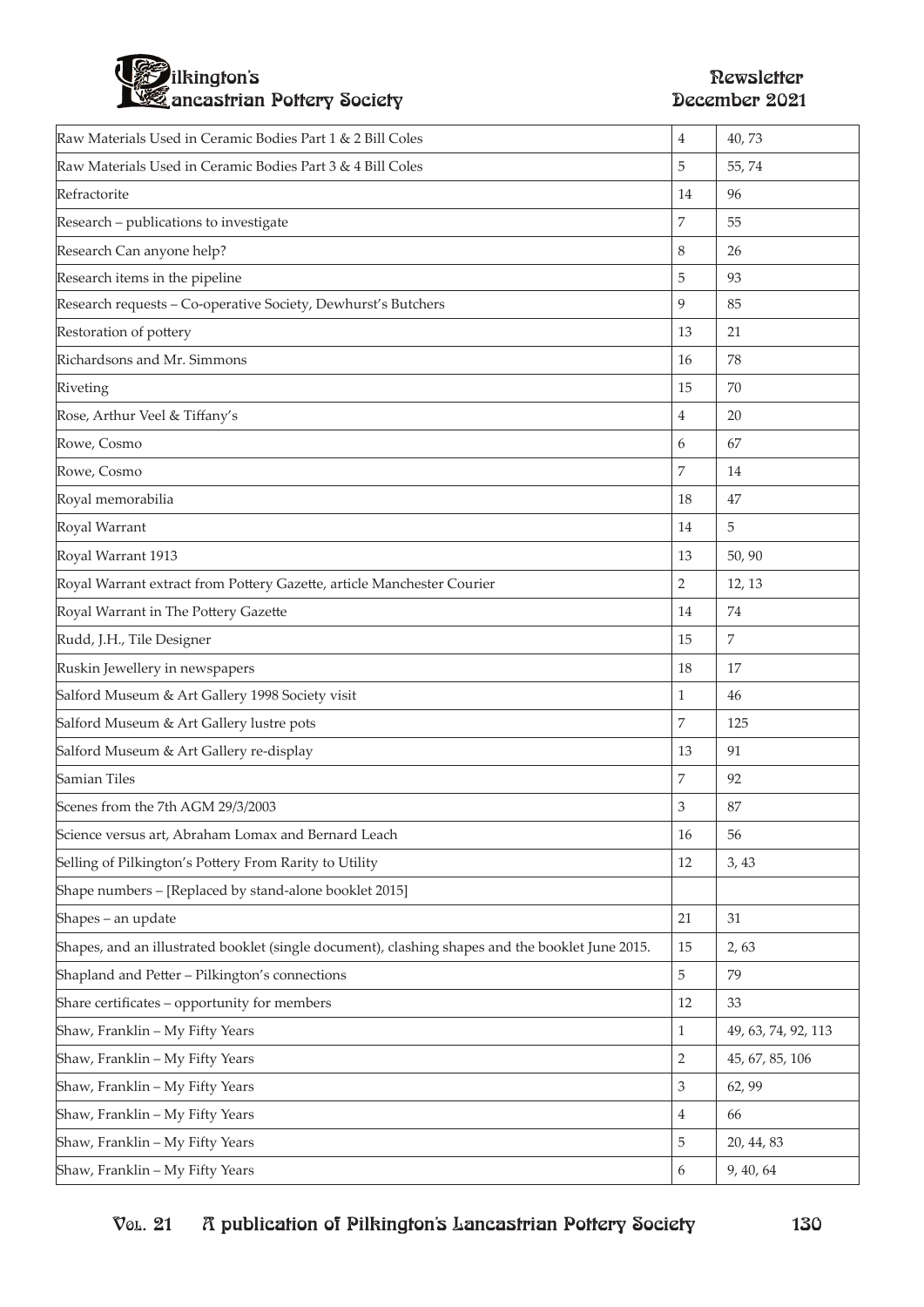| | | |
|---|---|---|
| Raw Materials Used in Ceramic Bodies Part 1 & 2 Bill Coles | 4 | 40, 73 |
| Raw Materials Used in Ceramic Bodies Part 3 & 4 Bill Coles | 5 | 55, 74 |
| Refractorite | 14 | 96 |
| Research – publications to investigate | 7 | 55 |
| Research Can anyone help? | 8 | 26 |
| Research items in the pipeline | 5 | 93 |
| Research requests – Co-operative Society, Dewhurst's Butchers | 9 | 85 |
| Restoration of pottery | 13 | 21 |
| Richardsons and Mr. Simmons | 16 | 78 |
| Riveting | 15 | 70 |
| Rose, Arthur Veel & Tiffany's | 4 | 20 |
| Rowe, Cosmo | 6 | 67 |
| Rowe, Cosmo | 7 | 14 |
| Royal memorabilia | 18 | 47 |
| Royal Warrant | 14 | 5 |
| Royal Warrant 1913 | 13 | 50, 90 |
| Royal Warrant extract from Pottery Gazette, article Manchester Courier | 2 | 12, 13 |
| Royal Warrant in The Pottery Gazette | 14 | 74 |
| Rudd, J.H., Tile Designer | 15 | 7 |
| Ruskin Jewellery in newspapers | 18 | 17 |
| Salford Museum & Art Gallery 1998 Society visit | 1 | 46 |
| Salford Museum & Art Gallery lustre pots | 7 | 125 |
| Salford Museum & Art Gallery re-display | 13 | 91 |
| Samian Tiles | 7 | 92 |
| Scenes from the 7th AGM 29/3/2003 | 3 | 87 |
| Science versus art, Abraham Lomax and Bernard Leach | 16 | 56 |
| Selling of Pilkington's Pottery From Rarity to Utility | 12 | 3, 43 |
| Shape numbers – [Replaced by stand-alone booklet 2015] | | |
| Shapes – an update | 21 | 31 |
| Shapes, and an illustrated booklet (single document), clashing shapes and the booklet June 2015. | 15 | 2, 63 |
| Shapland and Petter – Pilkington's connections | 5 | 79 |
| Share certificates – opportunity for members | 12 | 33 |
| Shaw, Franklin – My Fifty Years | 1 | 49, 63, 74, 92, 113 |
| Shaw, Franklin – My Fifty Years | 2 | 45, 67, 85, 106 |
| Shaw, Franklin – My Fifty Years | 3 | 62, 99 |
| Shaw, Franklin – My Fifty Years | 4 | 66 |
| Shaw, Franklin – My Fifty Years | 5 | 20, 44, 83 |
| Shaw, Franklin – My Fifty Years | 6 | 9, 40, 64 |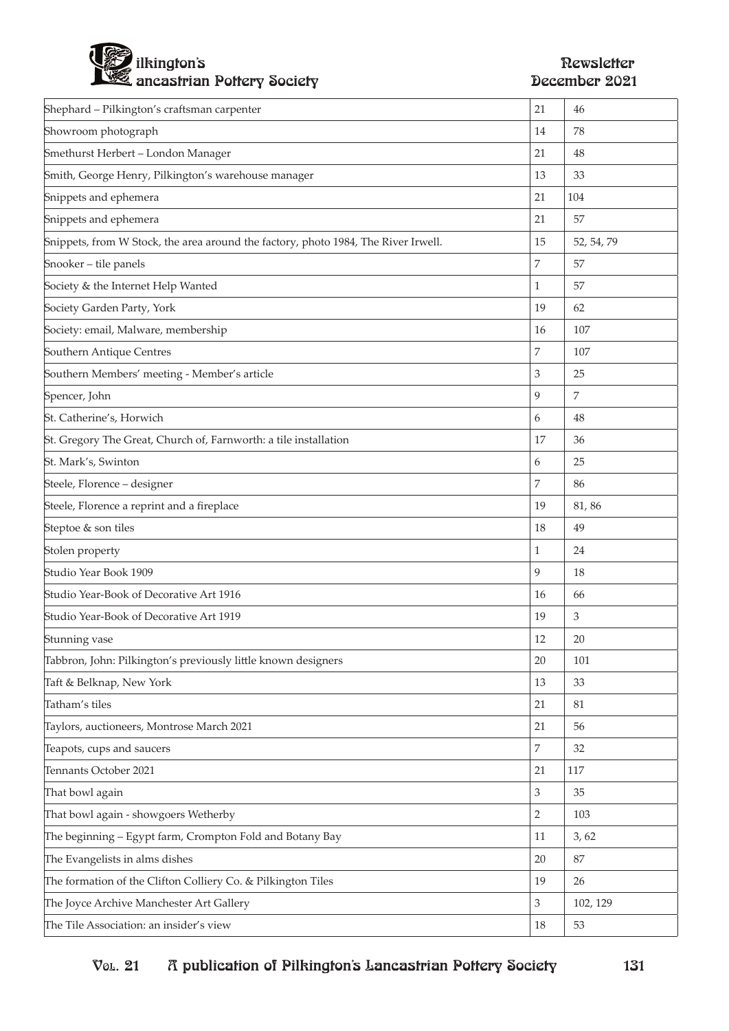| | | |
|---|---|---|
| Shephard – Pilkington's craftsman carpenter | 21 | 46 |
| Showroom photograph | 14 | 78 |
| Smethurst Herbert – London Manager | 21 | 48 |
| Smith, George Henry, Pilkington's warehouse manager | 13 | 33 |
| Snippets and ephemera | 21 | 104 |
| Snippets and ephemera | 21 | 57 |
| Snippets, from W Stock, the area around the factory, photo 1984, The River Irwell. | 15 | 52, 54, 79 |
| Snooker – tile panels | 7 | 57 |
| Society & the Internet Help Wanted | 1 | 57 |
| Society Garden Party, York | 19 | 62 |
| Society: email, Malware, membership | 16 | 107 |
| Southern Antique Centres | 7 | 107 |
| Southern Members' meeting - Member's article | 3 | 25 |
| Spencer, John | 9 | 7 |
| St. Catherine's, Horwich | 6 | 48 |
| St. Gregory The Great, Church of, Farnworth: a tile installation | 17 | 36 |
| St. Mark's, Swinton | 6 | 25 |
| Steele, Florence – designer | 7 | 86 |
| Steele, Florence a reprint and a fireplace | 19 | 81, 86 |
| Steptoe & son tiles | 18 | 49 |
| Stolen property | 1 | 24 |
| Studio Year Book 1909 | 9 | 18 |
| Studio Year-Book of Decorative Art 1916 | 16 | 66 |
| Studio Year-Book of Decorative Art 1919 | 19 | 3 |
| Stunning vase | 12 | 20 |
| Tabbron, John: Pilkington's previously little known designers | 20 | 101 |
| Taft & Belknap, New York | 13 | 33 |
| Tatham's tiles | 21 | 81 |
| Taylors, auctioneers, Montrose March 2021 | 21 | 56 |
| Teapots, cups and saucers | 7 | 32 |
| Tennants October 2021 | 21 | 117 |
| That bowl again | 3 | 35 |
| That bowl again - showgoers Wetherby | 2 | 103 |
| The beginning – Egypt farm, Crompton Fold and Botany Bay | 11 | 3, 62 |
| The Evangelists in alms dishes | 20 | 87 |
| The formation of the Clifton Colliery Co. & Pilkington Tiles | 19 | 26 |
| The Joyce Archive Manchester Art Gallery | 3 | 102, 129 |
| The Tile Association: an insider's view | 18 | 53 |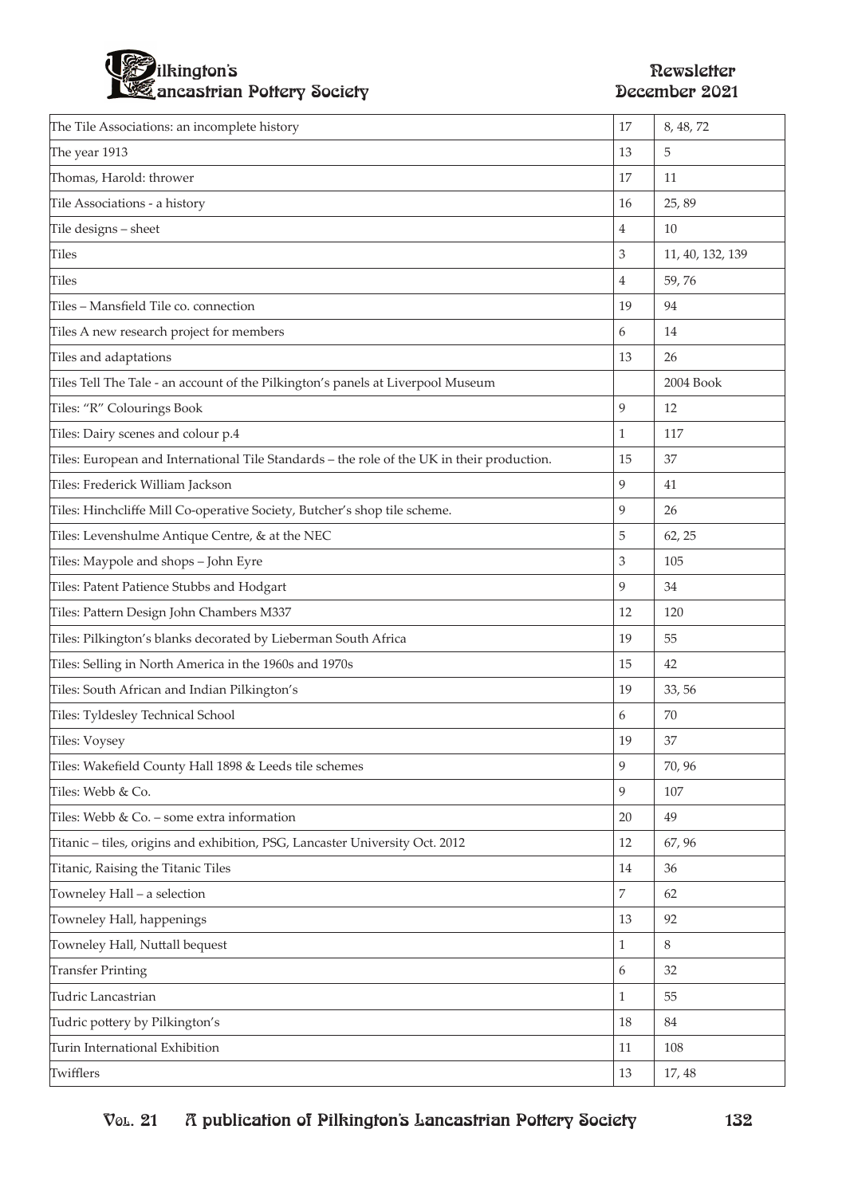| | | |
|---|---|---|
| The Tile Associations: an incomplete history | 17 | 8, 48, 72 |
| The year 1913 | 13 | 5 |
| Thomas, Harold: thrower | 17 | 11 |
| Tile Associations - a history | 16 | 25, 89 |
| Tile designs – sheet | 4 | 10 |
| Tiles | 3 | 11, 40, 132, 139 |
| Tiles | 4 | 59, 76 |
| Tiles – Mansfield Tile co. connection | 19 | 94 |
| Tiles A new research project for members | 6 | 14 |
| Tiles and adaptations | 13 | 26 |
| Tiles Tell The Tale - an account of the Pilkington's panels at Liverpool Museum | | 2004 Book |
| Tiles: "R" Colourings Book | 9 | 12 |
| Tiles: Dairy scenes and colour p.4 | 1 | 117 |
| Tiles: European and International Tile Standards – the role of the UK in their production. | 15 | 37 |
| Tiles: Frederick William Jackson | 9 | 41 |
| Tiles: Hinchcliffe Mill Co-operative Society, Butcher's shop tile scheme. | 9 | 26 |
| Tiles: Levenshulme Antique Centre, & at the NEC | 5 | 62, 25 |
| Tiles: Maypole and shops – John Eyre | 3 | 105 |
| Tiles: Patent Patience Stubbs and Hodgart | 9 | 34 |
| Tiles: Pattern Design John Chambers M337 | 12 | 120 |
| Tiles: Pilkington's blanks decorated by Lieberman South Africa | 19 | 55 |
| Tiles: Selling in North America in the 1960s and 1970s | 15 | 42 |
| Tiles: South African and Indian Pilkington's | 19 | 33, 56 |
| Tiles: Tyldesley Technical School | 6 | 70 |
| Tiles: Voysey | 19 | 37 |
| Tiles: Wakefield County Hall 1898 & Leeds tile schemes | 9 | 70, 96 |
| Tiles: Webb & Co. | 9 | 107 |
| Tiles: Webb & Co. – some extra information | 20 | 49 |
| Titanic – tiles, origins and exhibition, PSG, Lancaster University Oct. 2012 | 12 | 67, 96 |
| Titanic, Raising the Titanic Tiles | 14 | 36 |
| Towneley Hall – a selection | 7 | 62 |
| Towneley Hall, happenings | 13 | 92 |
| Towneley Hall, Nuttall bequest | 1 | 8 |
| Transfer Printing | 6 | 32 |
| Tudric Lancastrian | 1 | 55 |
| Tudric pottery by Pilkington's | 18 | 84 |
| Turin International Exhibition | 11 | 108 |
| Twifflers | 13 | 17, 48 |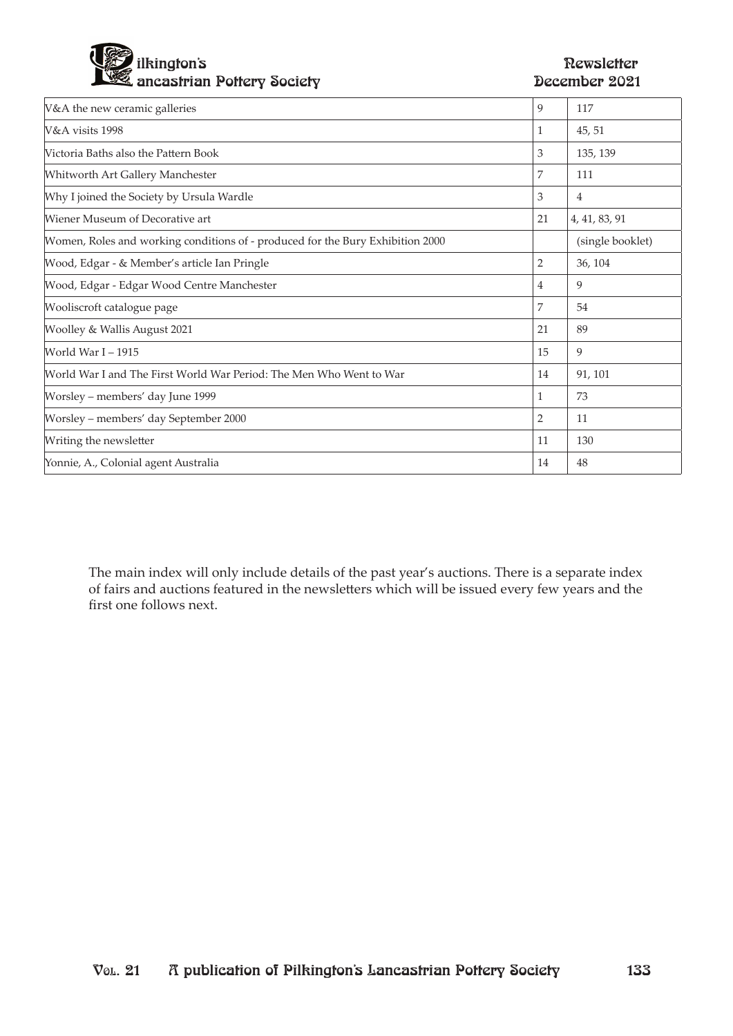| | | |
|---|---|---|
| V&A the new ceramic galleries | 9 | 117 |
| V&A visits 1998 | 1 | 45, 51 |
| Victoria Baths also the Pattern Book | 3 | 135, 139 |
| Whitworth Art Gallery Manchester | 7 | 111 |
| Why I joined the Society by Ursula Wardle | 3 | 4 |
| Wiener Museum of Decorative art | 21 | 4, 41, 83, 91 |
| Women, Roles and working conditions of - produced for the Bury Exhibition 2000 | | (single booklet) |
| Wood, Edgar - & Member's article Ian Pringle | 2 | 36, 104 |
| Wood, Edgar - Edgar Wood Centre Manchester | 4 | 9 |
| Wooliscroft catalogue page | 7 | 54 |
| Woolley & Wallis August 2021 | 21 | 89 |
| World War I – 1915 | 15 | 9 |
| World War I and The First World War Period: The Men Who Went to War | 14 | 91, 101 |
| Worsley – members' day June 1999 | 1 | 73 |
| Worsley – members' day September 2000 | 2 | 11 |
| Writing the newsletter | 11 | 130 |
| Yonnie, A., Colonial agent Australia | 14 | 48 |

The main index will only include details of the past year's auctions. There is a separate index of fairs and auctions featured in the newsletters which will be issued every few years and the first one follows next.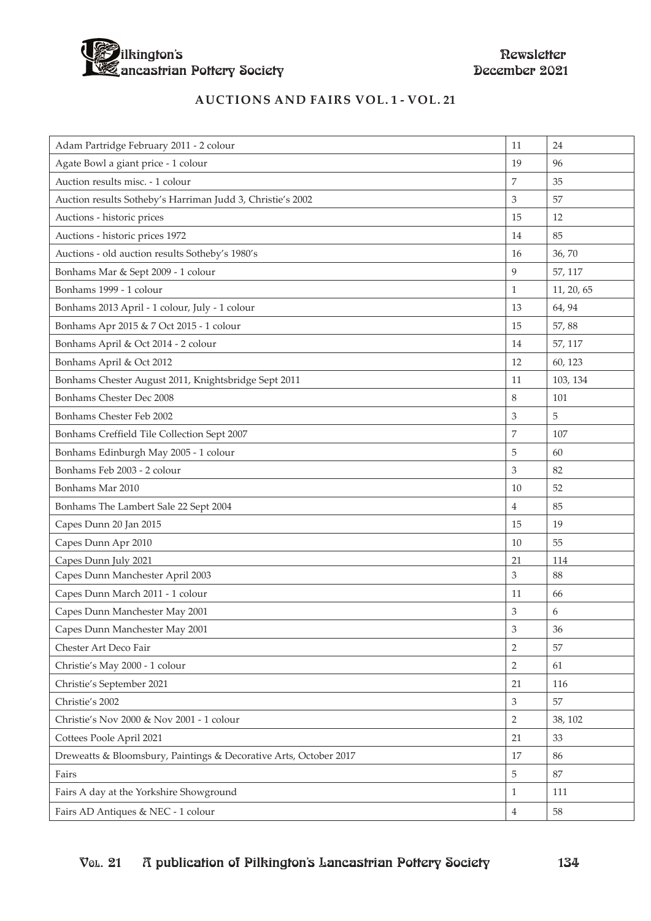## AUCTIONS AND FAIRS VOL. 1 - VOL. 21

| | | |
|---|---|---|
| Adam Partridge February 2011 - 2 colour | 11 | 24 |
| Agate Bowl a giant price - 1 colour | 19 | 96 |
| Auction results misc. - 1 colour | 7 | 35 |
| Auction results Sotheby's Harriman Judd 3, Christie's 2002 | 3 | 57 |
| Auctions - historic prices | 15 | 12 |
| Auctions - historic prices 1972 | 14 | 85 |
| Auctions - old auction results Sotheby's 1980's | 16 | 36, 70 |
| Bonhams Mar & Sept 2009 - 1 colour | 9 | 57, 117 |
| Bonhams 1999 - 1 colour | 1 | 11, 20, 65 |
| Bonhams 2013 April - 1 colour, July - 1 colour | 13 | 64, 94 |
| Bonhams Apr 2015 & 7 Oct 2015 - 1 colour | 15 | 57, 88 |
| Bonhams April & Oct 2014 - 2 colour | 14 | 57, 117 |
| Bonhams April & Oct 2012 | 12 | 60, 123 |
| Bonhams Chester August 2011, Knightsbridge Sept 2011 | 11 | 103, 134 |
| Bonhams Chester Dec 2008 | 8 | 101 |
| Bonhams Chester Feb 2002 | 3 | 5 |
| Bonhams Creffield Tile Collection Sept 2007 | 7 | 107 |
| Bonhams Edinburgh May 2005 - 1 colour | 5 | 60 |
| Bonhams Feb 2003 - 2 colour | 3 | 82 |
| Bonhams Mar 2010 | 10 | 52 |
| Bonhams The Lambert Sale 22 Sept 2004 | 4 | 85 |
| Capes Dunn 20 Jan 2015 | 15 | 19 |
| Capes Dunn Apr 2010 | 10 | 55 |
| Capes Dunn July 2021 | 21 | 114 |
| Capes Dunn Manchester April 2003 | 3 | 88 |
| Capes Dunn March 2011 - 1 colour | 11 | 66 |
| Capes Dunn Manchester May 2001 | 3 | 6 |
| Capes Dunn Manchester May 2001 | 3 | 36 |
| Chester Art Deco Fair | 2 | 57 |
| Christie's May 2000 - 1 colour | 2 | 61 |
| Christie's September 2021 | 21 | 116 |
| Christie's 2002 | 3 | 57 |
| Christie's Nov 2000 & Nov 2001 - 1 colour | 2 | 38, 102 |
| Cottees Poole April 2021 | 21 | 33 |
| Dreweatts & Bloomsbury, Paintings & Decorative Arts, October 2017 | 17 | 86 |
| Fairs | 5 | 87 |
| Fairs A day at the Yorkshire Showground | 1 | 111 |
| Fairs AD Antiques & NEC - 1 colour | 4 | 58 |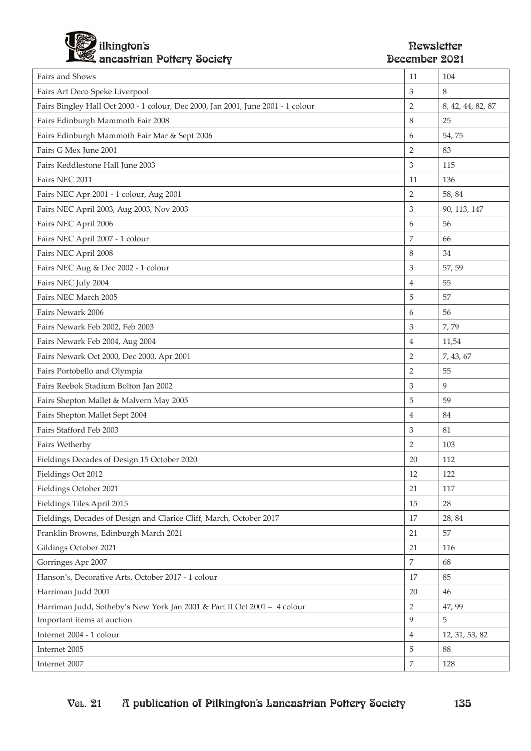| | | |
|---|---|---|
| Fairs and Shows | 11 | 104 |
| Fairs Art Deco Speke Liverpool | 3 | 8 |
| Fairs Bingley Hall Oct 2000 - 1 colour, Dec 2000, Jan 2001, June 2001 - 1 colour | 2 | 8, 42, 44, 82, 87 |
| Fairs Edinburgh Mammoth Fair 2008 | 8 | 25 |
| Fairs Edinburgh Mammoth Fair Mar & Sept 2006 | 6 | 54, 75 |
| Fairs G Mex June 2001 | 2 | 83 |
| Fairs Keddlestone Hall June 2003 | 3 | 115 |
| Fairs NEC 2011 | 11 | 136 |
| Fairs NEC Apr 2001 - 1 colour, Aug 2001 | 2 | 58, 84 |
| Fairs NEC April 2003, Aug 2003, Nov 2003 | 3 | 90, 113, 147 |
| Fairs NEC April 2006 | 6 | 56 |
| Fairs NEC April 2007 - 1 colour | 7 | 66 |
| Fairs NEC April 2008 | 8 | 34 |
| Fairs NEC Aug & Dec 2002 - 1 colour | 3 | 57, 59 |
| Fairs NEC July 2004 | 4 | 55 |
| Fairs NEC March 2005 | 5 | 57 |
| Fairs Newark 2006 | 6 | 56 |
| Fairs Newark Feb 2002, Feb 2003 | 3 | 7, 79 |
| Fairs Newark Feb 2004, Aug 2004 | 4 | 11,54 |
| Fairs Newark Oct 2000, Dec 2000, Apr 2001 | 2 | 7, 43, 67 |
| Fairs Portobello and Olympia | 2 | 55 |
| Fairs Reebok Stadium Bolton Jan 2002 | 3 | 9 |
| Fairs Shepton Mallet & Malvern May 2005 | 5 | 59 |
| Fairs Shepton Mallet Sept 2004 | 4 | 84 |
| Fairs Stafford Feb 2003 | 3 | 81 |
| Fairs Wetherby | 2 | 103 |
| Fieldings Decades of Design 15 October 2020 | 20 | 112 |
| Fieldings Oct 2012 | 12 | 122 |
| Fieldings October 2021 | 21 | 117 |
| Fieldings Tiles April 2015 | 15 | 28 |
| Fieldings, Decades of Design and Clarice Cliff, March, October 2017 | 17 | 28, 84 |
| Franklin Browns, Edinburgh March 2021 | 21 | 57 |
| Gildings October 2021 | 21 | 116 |
| Gorringes Apr 2007 | 7 | 68 |
| Hanson's, Decorative Arts, October 2017 - 1 colour | 17 | 85 |
| Harriman Judd 2001 | 20 | 46 |
| Harriman Judd, Sotheby's New York Jan 2001 & Part II Oct 2001 – 4 colour | 2 | 47, 99 |
| Important items at auction | 9 | 5 |
| Internet 2004 - 1 colour | 4 | 12, 31, 53, 82 |
| Internet 2005 | 5 | 88 |
| Internet 2007 | 7 | 128 |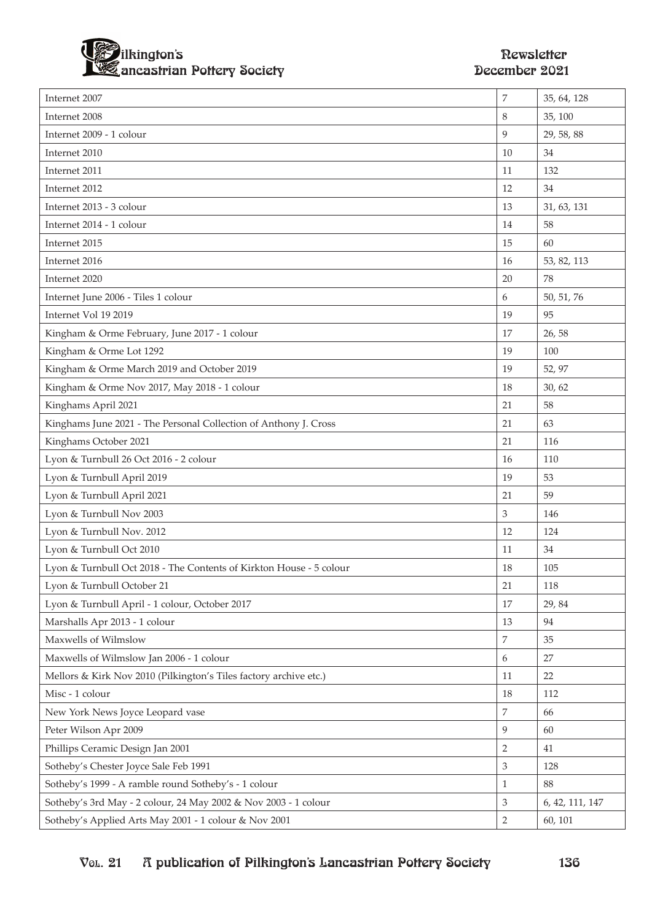| Internet 2007 | 7 | 35, 64, 128 |
|---|---|---|
| Internet 2008 | 8 | 35, 100 |
| Internet 2009 - 1 colour | 9 | 29, 58, 88 |
| Internet 2010 | 10 | 34 |
| Internet 2011 | 11 | 132 |
| Internet 2012 | 12 | 34 |
| Internet 2013 - 3 colour | 13 | 31, 63, 131 |
| Internet 2014 - 1 colour | 14 | 58 |
| Internet 2015 | 15 | 60 |
| Internet 2016 | 16 | 53, 82, 113 |
| Internet 2020 | 20 | 78 |
| Internet June 2006 - Tiles 1 colour | 6 | 50, 51, 76 |
| Internet Vol 19 2019 | 19 | 95 |
| Kingham & Orme February, June 2017 - 1 colour | 17 | 26, 58 |
| Kingham & Orme Lot 1292 | 19 | 100 |
| Kingham & Orme March 2019 and October 2019 | 19 | 52, 97 |
| Kingham & Orme Nov 2017, May 2018 - 1 colour | 18 | 30, 62 |
| Kinghams April 2021 | 21 | 58 |
| Kinghams June 2021 - The Personal Collection of Anthony J. Cross | 21 | 63 |
| Kinghams October 2021 | 21 | 116 |
| Lyon & Turnbull 26 Oct 2016 - 2 colour | 16 | 110 |
| Lyon & Turnbull April 2019 | 19 | 53 |
| Lyon & Turnbull April 2021 | 21 | 59 |
| Lyon & Turnbull Nov 2003 | 3 | 146 |
| Lyon & Turnbull Nov. 2012 | 12 | 124 |
| Lyon & Turnbull Oct 2010 | 11 | 34 |
| Lyon & Turnbull Oct 2018 - The Contents of Kirkton House - 5 colour | 18 | 105 |
| Lyon & Turnbull October 21 | 21 | 118 |
| Lyon & Turnbull April - 1 colour, October 2017 | 17 | 29, 84 |
| Marshalls Apr 2013 - 1 colour | 13 | 94 |
| Maxwells of Wilmslow | 7 | 35 |
| Maxwells of Wilmslow Jan 2006 - 1 colour | 6 | 27 |
| Mellors & Kirk Nov 2010 (Pilkington's Tiles factory archive etc.) | 11 | 22 |
| Misc - 1 colour | 18 | 112 |
| New York News Joyce Leopard vase | 7 | 66 |
| Peter Wilson Apr 2009 | 9 | 60 |
| Phillips Ceramic Design Jan 2001 | 2 | 41 |
| Sotheby's Chester Joyce Sale Feb 1991 | 3 | 128 |
| Sotheby's 1999 - A ramble round Sotheby's - 1 colour | 1 | 88 |
| Sotheby's 3rd May - 2 colour, 24 May 2002 & Nov 2003 - 1 colour | 3 | 6, 42, 111, 147 |
| Sotheby's Applied Arts May 2001 - 1 colour & Nov 2001 | 2 | 60, 101 |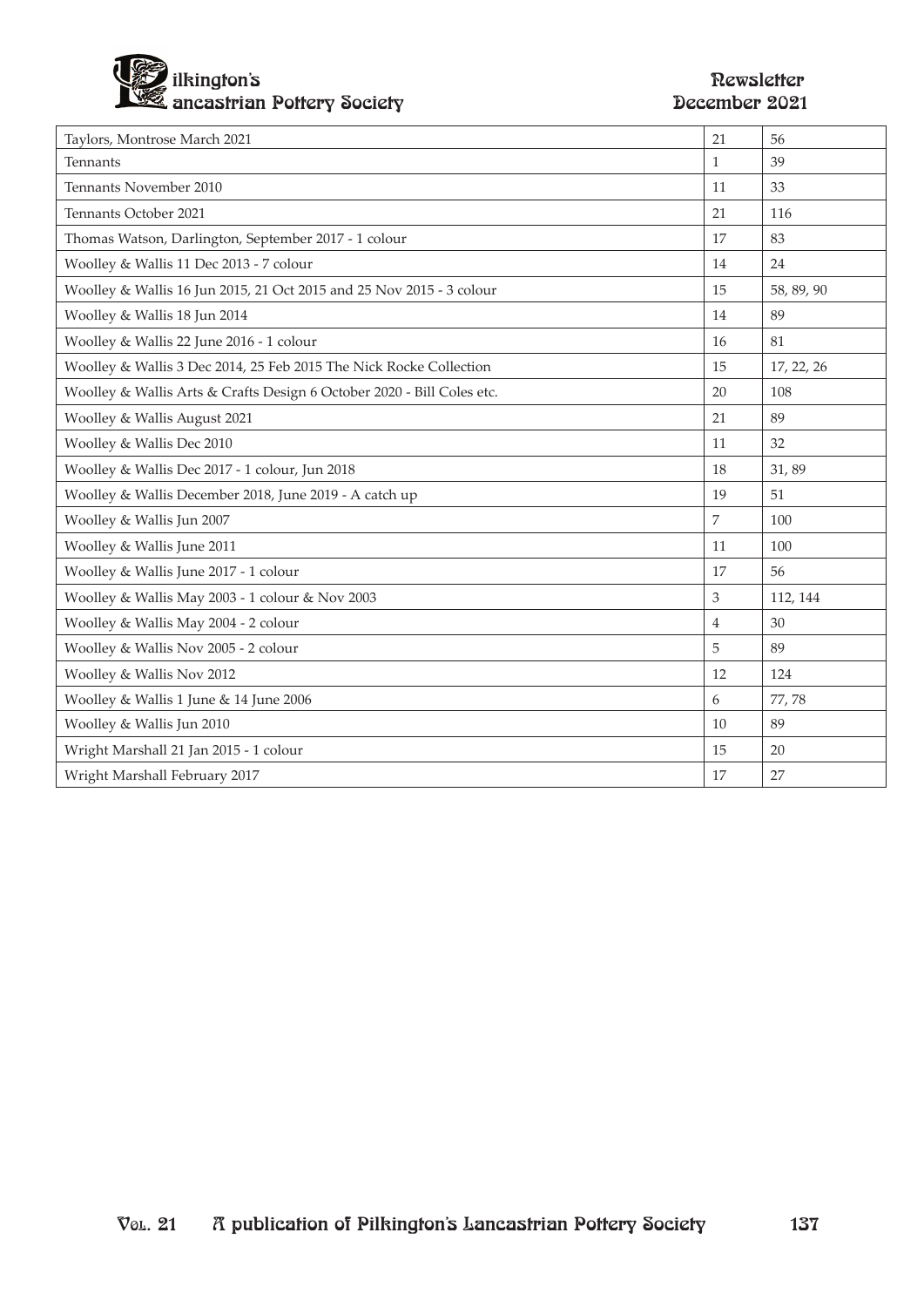| | | |
|---|---|---|
| Taylors, Montrose March 2021 | 21 | 56 |
| Tennants | 1 | 39 |
| Tennants November 2010 | 11 | 33 |
| Tennants October 2021 | 21 | 116 |
| Thomas Watson, Darlington, September 2017 - 1 colour | 17 | 83 |
| Woolley & Wallis 11 Dec 2013 - 7 colour | 14 | 24 |
| Woolley & Wallis 16 Jun 2015, 21 Oct 2015 and 25 Nov 2015 - 3 colour | 15 | 58, 89, 90 |
| Woolley & Wallis 18 Jun 2014 | 14 | 89 |
| Woolley & Wallis 22 June 2016 - 1 colour | 16 | 81 |
| Woolley & Wallis 3 Dec 2014, 25 Feb 2015 The Nick Rocke Collection | 15 | 17, 22, 26 |
| Woolley & Wallis Arts & Crafts Design 6 October 2020 - Bill Coles etc. | 20 | 108 |
| Woolley & Wallis August 2021 | 21 | 89 |
| Woolley & Wallis Dec 2010 | 11 | 32 |
| Woolley & Wallis Dec 2017 - 1 colour, Jun 2018 | 18 | 31, 89 |
| Woolley & Wallis December 2018, June 2019 - A catch up | 19 | 51 |
| Woolley & Wallis Jun 2007 | 7 | 100 |
| Woolley & Wallis June 2011 | 11 | 100 |
| Woolley & Wallis June 2017 - 1 colour | 17 | 56 |
| Woolley & Wallis May 2003 - 1 colour & Nov 2003 | 3 | 112, 144 |
| Woolley & Wallis May 2004 - 2 colour | 4 | 30 |
| Woolley & Wallis Nov 2005 - 2 colour | 5 | 89 |
| Woolley & Wallis Nov 2012 | 12 | 124 |
| Woolley & Wallis 1 June & 14 June 2006 | 6 | 77, 78 |
| Woolley & Wallis Jun 2010 | 10 | 89 |
| Wright Marshall 21 Jan 2015 - 1 colour | 15 | 20 |
| Wright Marshall February 2017 | 17 | 27 |